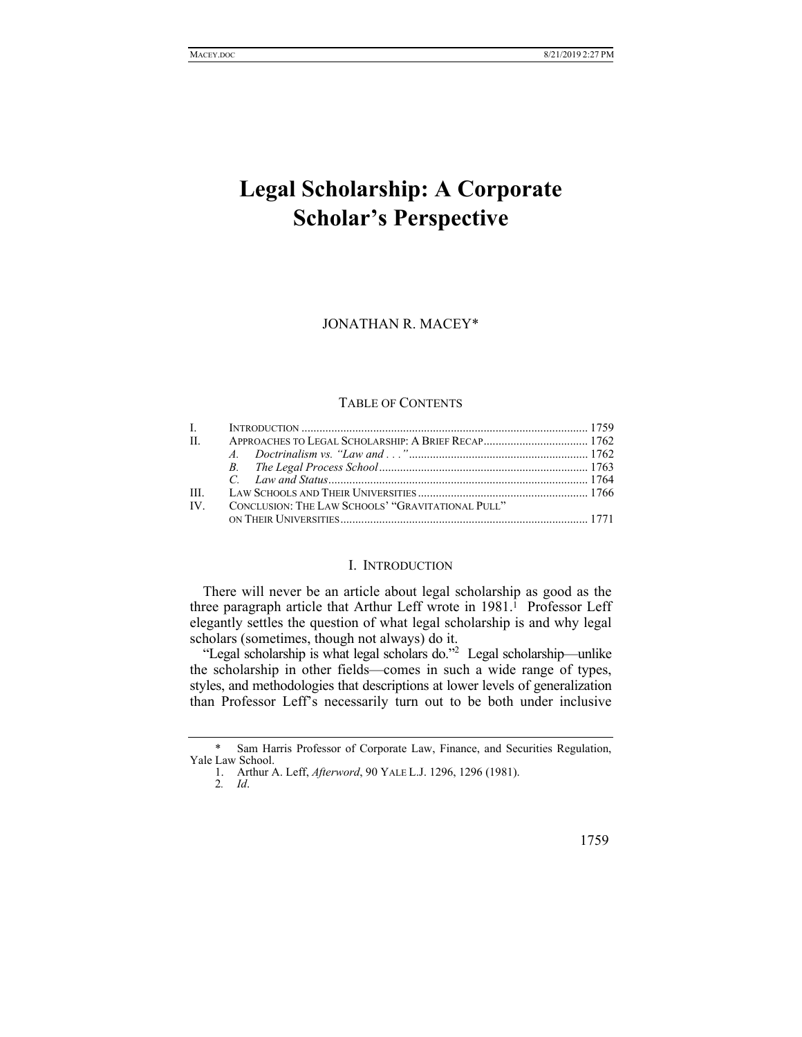# Legal Scholarship: A Corporate Scholar's Perspective

JONATHAN R. MACEY*

TABLE OF CONTENTS

| | | |
|---|---|---|
| I. | INTRODUCTION | 1759 |
| II. | APPROACHES TO LEGAL SCHOLARSHIP: A BRIEF RECAP | 1762 |
| | *A. Doctrinalism vs. "Law and . . ."* | 1762 |
| | *B. The Legal Process School* | 1763 |
| | *C. Law and Status* | 1764 |
| III. | LAW SCHOOLS AND THEIR UNIVERSITIES | 1766 |
| IV. | CONCLUSION: THE LAW SCHOOLS' "GRAVITATIONAL PULL" ON THEIR UNIVERSITIES | 1771 |

## I. INTRODUCTION

There will never be an article about legal scholarship as good as the three paragraph article that Arthur Leff wrote in 1981.[1] Professor Leff elegantly settles the question of what legal scholarship is and why legal scholars (sometimes, though not always) do it.

"Legal scholarship is what legal scholars do."[2] Legal scholarship—unlike the scholarship in other fields—comes in such a wide range of types, styles, and methodologies that descriptions at lower levels of generalization than Professor Leff's necessarily turn out to be both under inclusive

---

\* Sam Harris Professor of Corporate Law, Finance, and Securities Regulation, Yale Law School.

1. Arthur A. Leff, *Afterword*, 90 YALE L.J. 1296, 1296 (1981).

2. *Id*.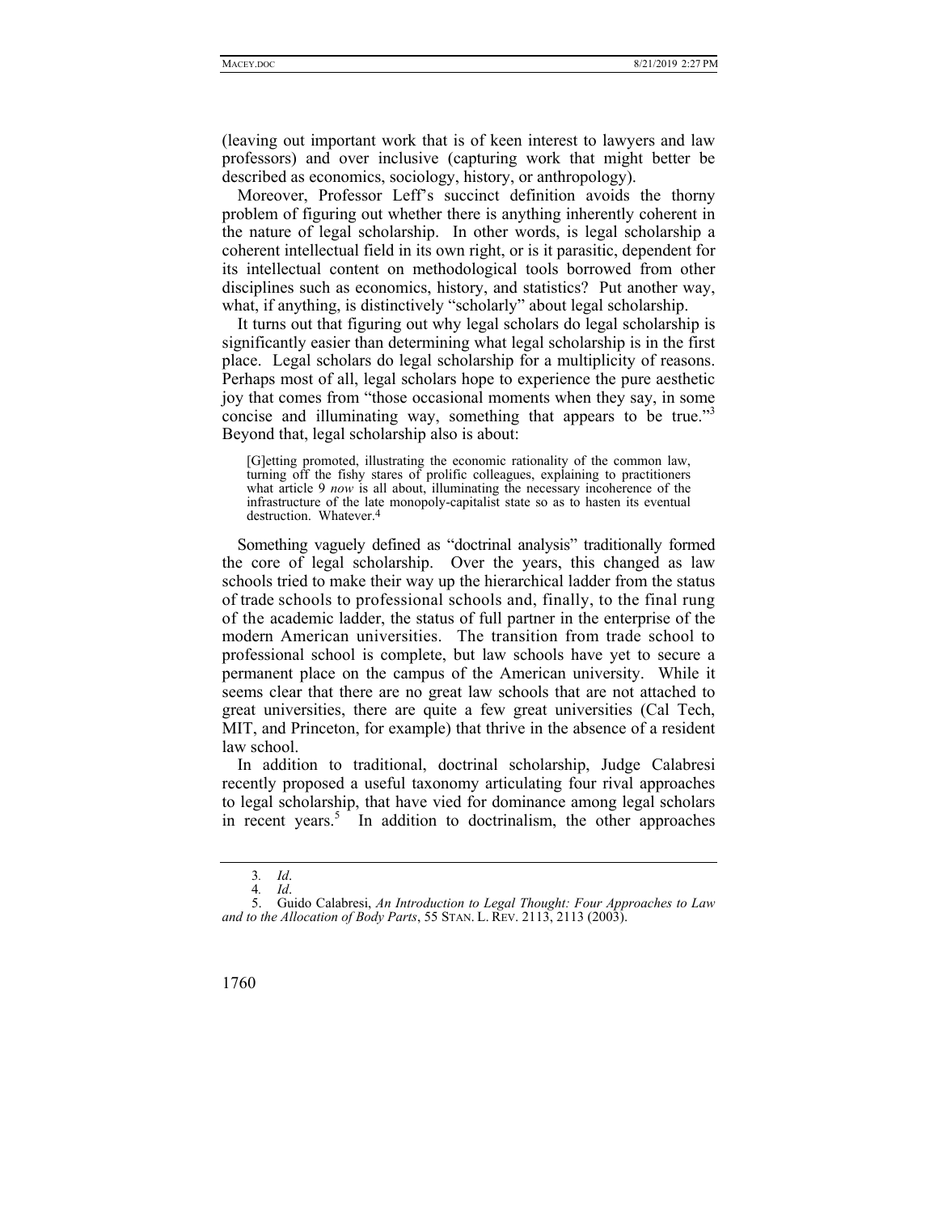(leaving out important work that is of keen interest to lawyers and law professors) and over inclusive (capturing work that might better be described as economics, sociology, history, or anthropology).

Moreover, Professor Leff's succinct definition avoids the thorny problem of figuring out whether there is anything inherently coherent in the nature of legal scholarship. In other words, is legal scholarship a coherent intellectual field in its own right, or is it parasitic, dependent for its intellectual content on methodological tools borrowed from other disciplines such as economics, history, and statistics? Put another way, what, if anything, is distinctively "scholarly" about legal scholarship.

It turns out that figuring out why legal scholars do legal scholarship is significantly easier than determining what legal scholarship is in the first place. Legal scholars do legal scholarship for a multiplicity of reasons. Perhaps most of all, legal scholars hope to experience the pure aesthetic joy that comes from "those occasional moments when they say, in some concise and illuminating way, something that appears to be true."[3] Beyond that, legal scholarship also is about:

> [G]etting promoted, illustrating the economic rationality of the common law, turning off the fishy stares of prolific colleagues, explaining to practitioners what article 9 *now* is all about, illuminating the necessary incoherence of the infrastructure of the late monopoly-capitalist state so as to hasten its eventual destruction. Whatever.[4]

Something vaguely defined as "doctrinal analysis" traditionally formed the core of legal scholarship. Over the years, this changed as law schools tried to make their way up the hierarchical ladder from the status of trade schools to professional schools and, finally, to the final rung of the academic ladder, the status of full partner in the enterprise of the modern American universities. The transition from trade school to professional school is complete, but law schools have yet to secure a permanent place on the campus of the American university. While it seems clear that there are no great law schools that are not attached to great universities, there are quite a few great universities (Cal Tech, MIT, and Princeton, for example) that thrive in the absence of a resident law school.

In addition to traditional, doctrinal scholarship, Judge Calabresi recently proposed a useful taxonomy articulating four rival approaches to legal scholarship, that have vied for dominance among legal scholars in recent years.[5] In addition to doctrinalism, the other approaches

---

3. *Id*.

4. *Id*.

5. Guido Calabresi, *An Introduction to Legal Thought: Four Approaches to Law and to the Allocation of Body Parts*, 55 STAN. L. REV. 2113, 2113 (2003).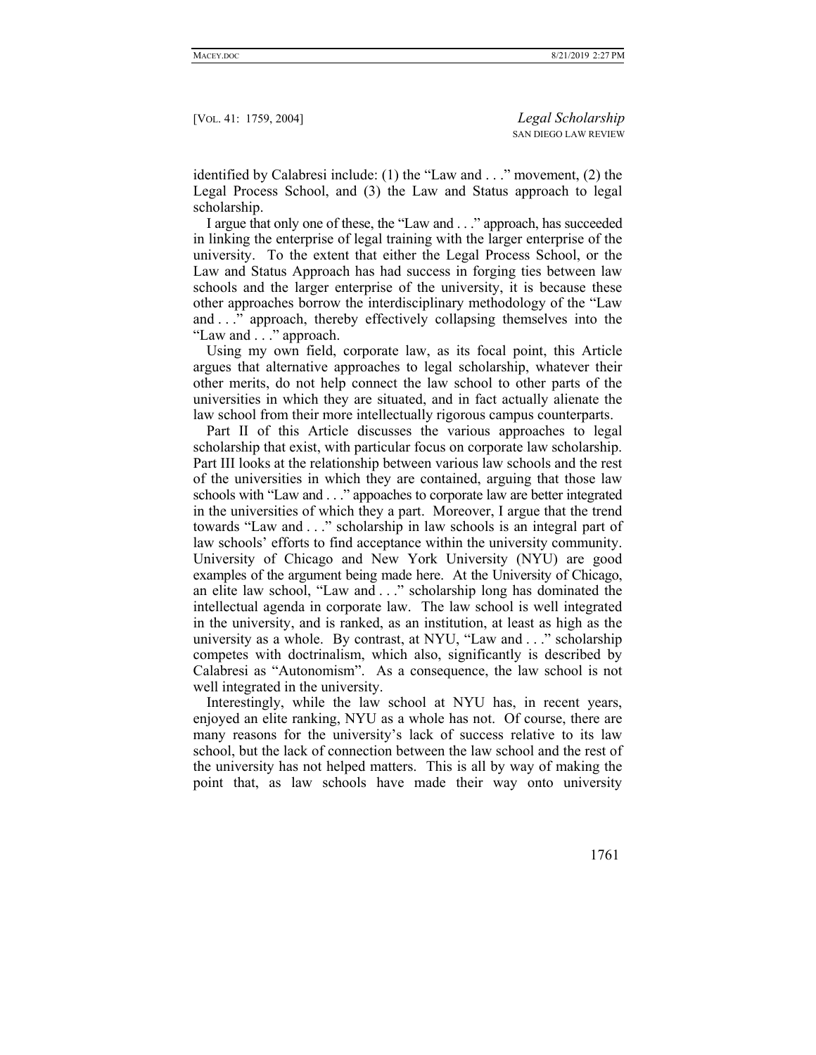identified by Calabresi include: (1) the "Law and . . ." movement, (2) the Legal Process School, and (3) the Law and Status approach to legal scholarship.

I argue that only one of these, the "Law and . . ." approach, has succeeded in linking the enterprise of legal training with the larger enterprise of the university. To the extent that either the Legal Process School, or the Law and Status Approach has had success in forging ties between law schools and the larger enterprise of the university, it is because these other approaches borrow the interdisciplinary methodology of the "Law and . . ." approach, thereby effectively collapsing themselves into the "Law and . . ." approach.

Using my own field, corporate law, as its focal point, this Article argues that alternative approaches to legal scholarship, whatever their other merits, do not help connect the law school to other parts of the universities in which they are situated, and in fact actually alienate the law school from their more intellectually rigorous campus counterparts.

Part II of this Article discusses the various approaches to legal scholarship that exist, with particular focus on corporate law scholarship. Part III looks at the relationship between various law schools and the rest of the universities in which they are contained, arguing that those law schools with "Law and . . ." appoaches to corporate law are better integrated in the universities of which they a part. Moreover, I argue that the trend towards "Law and . . ." scholarship in law schools is an integral part of law schools' efforts to find acceptance within the university community. University of Chicago and New York University (NYU) are good examples of the argument being made here. At the University of Chicago, an elite law school, "Law and . . ." scholarship long has dominated the intellectual agenda in corporate law. The law school is well integrated in the university, and is ranked, as an institution, at least as high as the university as a whole. By contrast, at NYU, "Law and . . ." scholarship competes with doctrinalism, which also, significantly is described by Calabresi as "Autonomism". As a consequence, the law school is not well integrated in the university.

Interestingly, while the law school at NYU has, in recent years, enjoyed an elite ranking, NYU as a whole has not. Of course, there are many reasons for the university's lack of success relative to its law school, but the lack of connection between the law school and the rest of the university has not helped matters. This is all by way of making the point that, as law schools have made their way onto university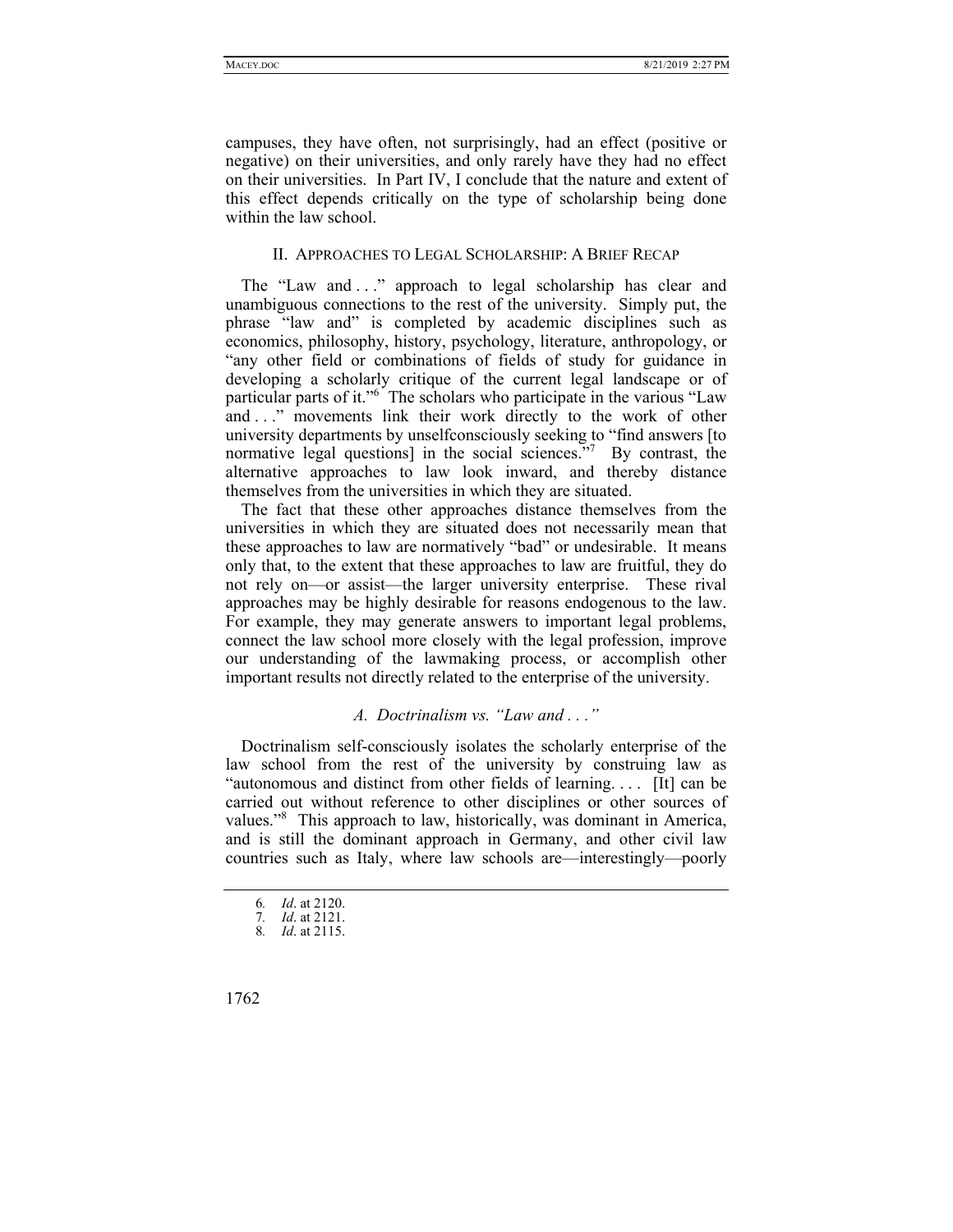campuses, they have often, not surprisingly, had an effect (positive or negative) on their universities, and only rarely have they had no effect on their universities. In Part IV, I conclude that the nature and extent of this effect depends critically on the type of scholarship being done within the law school.

## II. Approaches to Legal Scholarship: A Brief Recap

The "Law and . . ." approach to legal scholarship has clear and unambiguous connections to the rest of the university. Simply put, the phrase "law and" is completed by academic disciplines such as economics, philosophy, history, psychology, literature, anthropology, or "any other field or combinations of fields of study for guidance in developing a scholarly critique of the current legal landscape or of particular parts of it."[6] The scholars who participate in the various "Law and . . ." movements link their work directly to the work of other university departments by unselfconsciously seeking to "find answers [to normative legal questions] in the social sciences."[7] By contrast, the alternative approaches to law look inward, and thereby distance themselves from the universities in which they are situated.

The fact that these other approaches distance themselves from the universities in which they are situated does not necessarily mean that these approaches to law are normatively "bad" or undesirable. It means only that, to the extent that these approaches to law are fruitful, they do not rely on—or assist—the larger university enterprise. These rival approaches may be highly desirable for reasons endogenous to the law. For example, they may generate answers to important legal problems, connect the law school more closely with the legal profession, improve our understanding of the lawmaking process, or accomplish other important results not directly related to the enterprise of the university.

### *A. Doctrinalism vs. "Law and . . ."*

Doctrinalism self-consciously isolates the scholarly enterprise of the law school from the rest of the university by construing law as "autonomous and distinct from other fields of learning. . . . [It] can be carried out without reference to other disciplines or other sources of values."[8] This approach to law, historically, was dominant in America, and is still the dominant approach in Germany, and other civil law countries such as Italy, where law schools are—interestingly—poorly

6. *Id*. at 2120.
7. *Id*. at 2121.
8. *Id*. at 2115.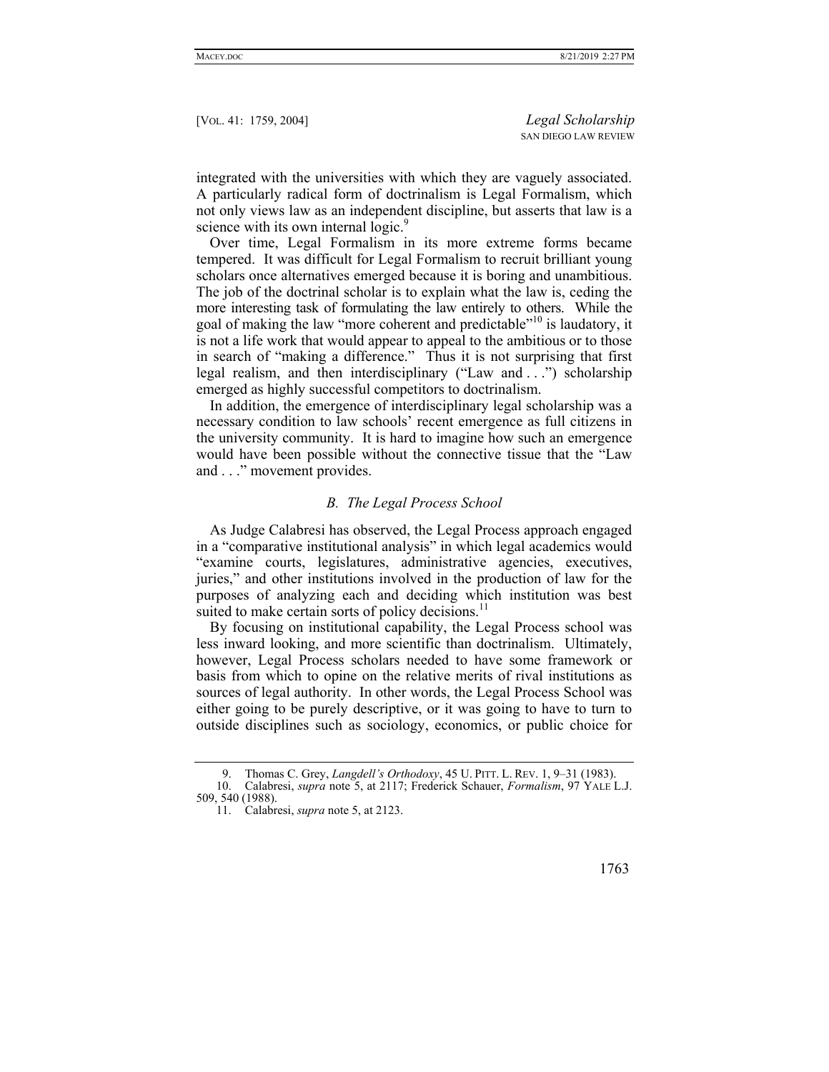integrated with the universities with which they are vaguely associated. A particularly radical form of doctrinalism is Legal Formalism, which not only views law as an independent discipline, but asserts that law is a science with its own internal logic.[9]

Over time, Legal Formalism in its more extreme forms became tempered. It was difficult for Legal Formalism to recruit brilliant young scholars once alternatives emerged because it is boring and unambitious. The job of the doctrinal scholar is to explain what the law is, ceding the more interesting task of formulating the law entirely to others. While the goal of making the law "more coherent and predictable"[10] is laudatory, it is not a life work that would appear to appeal to the ambitious or to those in search of "making a difference." Thus it is not surprising that first legal realism, and then interdisciplinary ("Law and . . .") scholarship emerged as highly successful competitors to doctrinalism.

In addition, the emergence of interdisciplinary legal scholarship was a necessary condition to law schools' recent emergence as full citizens in the university community. It is hard to imagine how such an emergence would have been possible without the connective tissue that the "Law and . . ." movement provides.

### *B. The Legal Process School*

As Judge Calabresi has observed, the Legal Process approach engaged in a "comparative institutional analysis" in which legal academics would "examine courts, legislatures, administrative agencies, executives, juries," and other institutions involved in the production of law for the purposes of analyzing each and deciding which institution was best suited to make certain sorts of policy decisions.[11]

By focusing on institutional capability, the Legal Process school was less inward looking, and more scientific than doctrinalism. Ultimately, however, Legal Process scholars needed to have some framework or basis from which to opine on the relative merits of rival institutions as sources of legal authority. In other words, the Legal Process School was either going to be purely descriptive, or it was going to have to turn to outside disciplines such as sociology, economics, or public choice for

---

9. Thomas C. Grey, *Langdell's Orthodoxy*, 45 U. PITT. L. REV. 1, 9–31 (1983).

10. Calabresi, *supra* note 5, at 2117; Frederick Schauer, *Formalism*, 97 YALE L.J. 509, 540 (1988).

11. Calabresi, *supra* note 5, at 2123.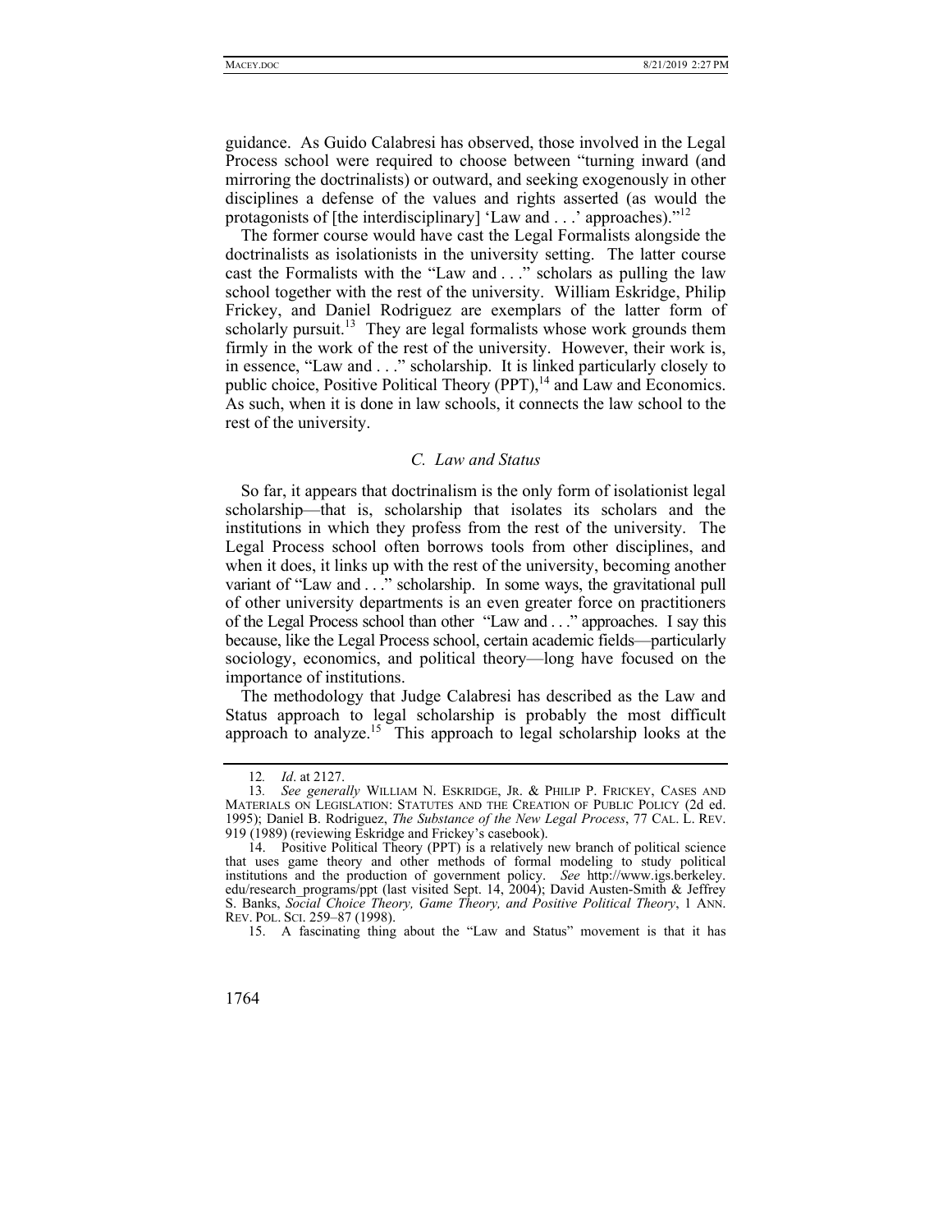guidance. As Guido Calabresi has observed, those involved in the Legal Process school were required to choose between "turning inward (and mirroring the doctrinalists) or outward, and seeking exogenously in other disciplines a defense of the values and rights asserted (as would the protagonists of [the interdisciplinary] 'Law and . . .' approaches)."[12]

The former course would have cast the Legal Formalists alongside the doctrinalists as isolationists in the university setting. The latter course cast the Formalists with the "Law and . . ." scholars as pulling the law school together with the rest of the university. William Eskridge, Philip Frickey, and Daniel Rodriguez are exemplars of the latter form of scholarly pursuit.[13] They are legal formalists whose work grounds them firmly in the work of the rest of the university. However, their work is, in essence, "Law and . . ." scholarship. It is linked particularly closely to public choice, Positive Political Theory (PPT),[14] and Law and Economics. As such, when it is done in law schools, it connects the law school to the rest of the university.

### *C. Law and Status*

So far, it appears that doctrinalism is the only form of isolationist legal scholarship—that is, scholarship that isolates its scholars and the institutions in which they profess from the rest of the university. The Legal Process school often borrows tools from other disciplines, and when it does, it links up with the rest of the university, becoming another variant of "Law and . . ." scholarship. In some ways, the gravitational pull of other university departments is an even greater force on practitioners of the Legal Process school than other "Law and . . ." approaches. I say this because, like the Legal Process school, certain academic fields—particularly sociology, economics, and political theory—long have focused on the importance of institutions.

The methodology that Judge Calabresi has described as the Law and Status approach to legal scholarship is probably the most difficult approach to analyze.[15] This approach to legal scholarship looks at the

---

12. *Id*. at 2127.

13. *See generally* WILLIAM N. ESKRIDGE, JR. & PHILIP P. FRICKEY, CASES AND MATERIALS ON LEGISLATION: STATUTES AND THE CREATION OF PUBLIC POLICY (2d ed. 1995); Daniel B. Rodriguez, *The Substance of the New Legal Process*, 77 CAL. L. REV. 919 (1989) (reviewing Eskridge and Frickey's casebook).

14. Positive Political Theory (PPT) is a relatively new branch of political science that uses game theory and other methods of formal modeling to study political institutions and the production of government policy. *See* http://www.igs.berkeley.edu/research_programs/ppt (last visited Sept. 14, 2004); David Austen-Smith & Jeffrey S. Banks, *Social Choice Theory, Game Theory, and Positive Political Theory*, 1 ANN. REV. POL. SCI. 259–87 (1998).

15. A fascinating thing about the "Law and Status" movement is that it has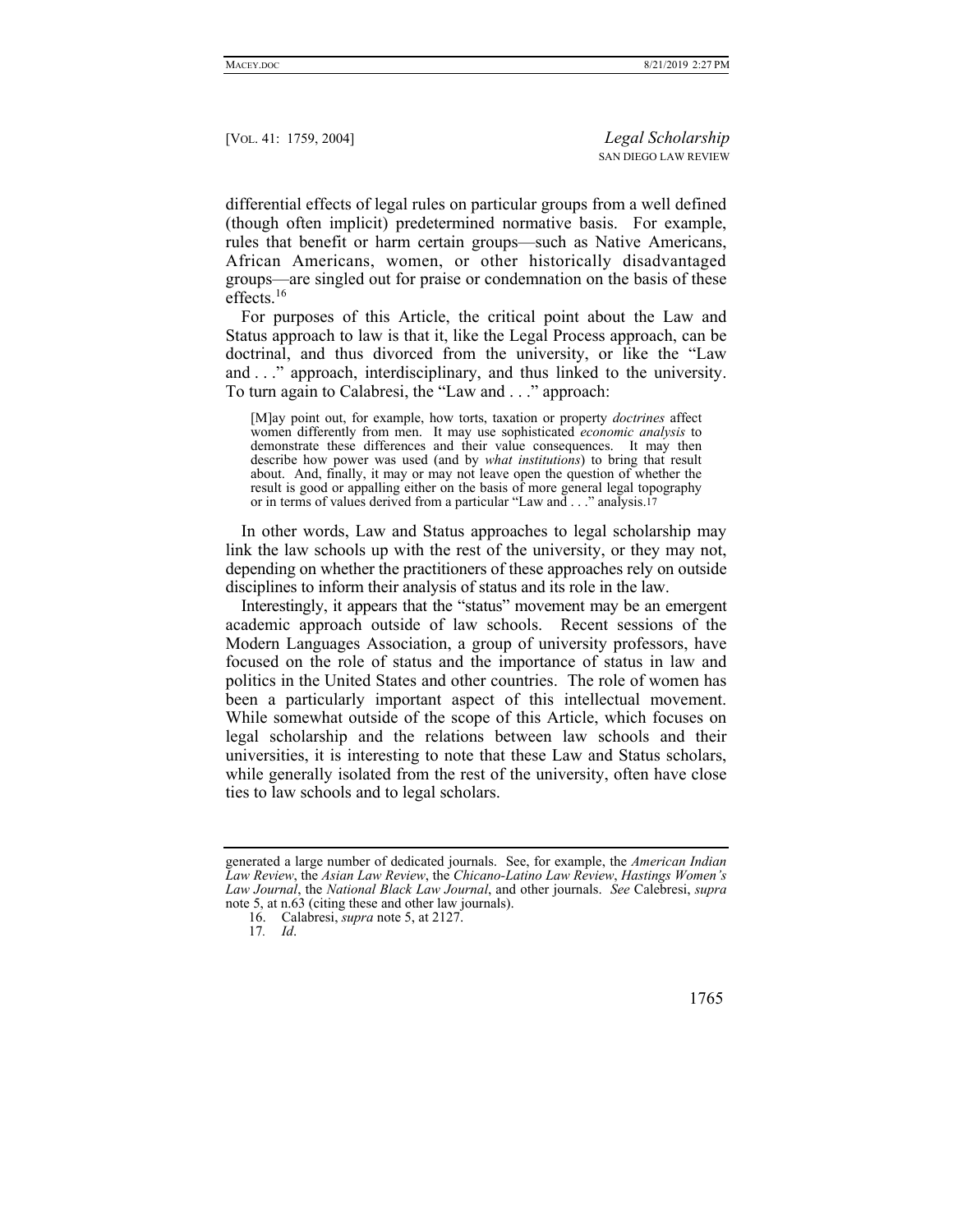differential effects of legal rules on particular groups from a well defined (though often implicit) predetermined normative basis. For example, rules that benefit or harm certain groups—such as Native Americans, African Americans, women, or other historically disadvantaged groups—are singled out for praise or condemnation on the basis of these effects.[16]

For purposes of this Article, the critical point about the Law and Status approach to law is that it, like the Legal Process approach, can be doctrinal, and thus divorced from the university, or like the "Law and . . ." approach, interdisciplinary, and thus linked to the university. To turn again to Calabresi, the "Law and . . ." approach:

> [M]ay point out, for example, how torts, taxation or property *doctrines* affect women differently from men. It may use sophisticated *economic analysis* to demonstrate these differences and their value consequences. It may then describe how power was used (and by *what institutions*) to bring that result about. And, finally, it may or may not leave open the question of whether the result is good or appalling either on the basis of more general legal topography or in terms of values derived from a particular "Law and . . ." analysis.[17]

In other words, Law and Status approaches to legal scholarship may link the law schools up with the rest of the university, or they may not, depending on whether the practitioners of these approaches rely on outside disciplines to inform their analysis of status and its role in the law.

Interestingly, it appears that the "status" movement may be an emergent academic approach outside of law schools. Recent sessions of the Modern Languages Association, a group of university professors, have focused on the role of status and the importance of status in law and politics in the United States and other countries. The role of women has been a particularly important aspect of this intellectual movement. While somewhat outside of the scope of this Article, which focuses on legal scholarship and the relations between law schools and their universities, it is interesting to note that these Law and Status scholars, while generally isolated from the rest of the university, often have close ties to law schools and to legal scholars.

---

generated a large number of dedicated journals. See, for example, the *American Indian Law Review*, the *Asian Law Review*, the *Chicano-Latino Law Review*, *Hastings Women's Law Journal*, the *National Black Law Journal*, and other journals. *See* Calebresi, *supra* note 5, at n.63 (citing these and other law journals).

16. Calabresi, *supra* note 5, at 2127.

17. *Id*.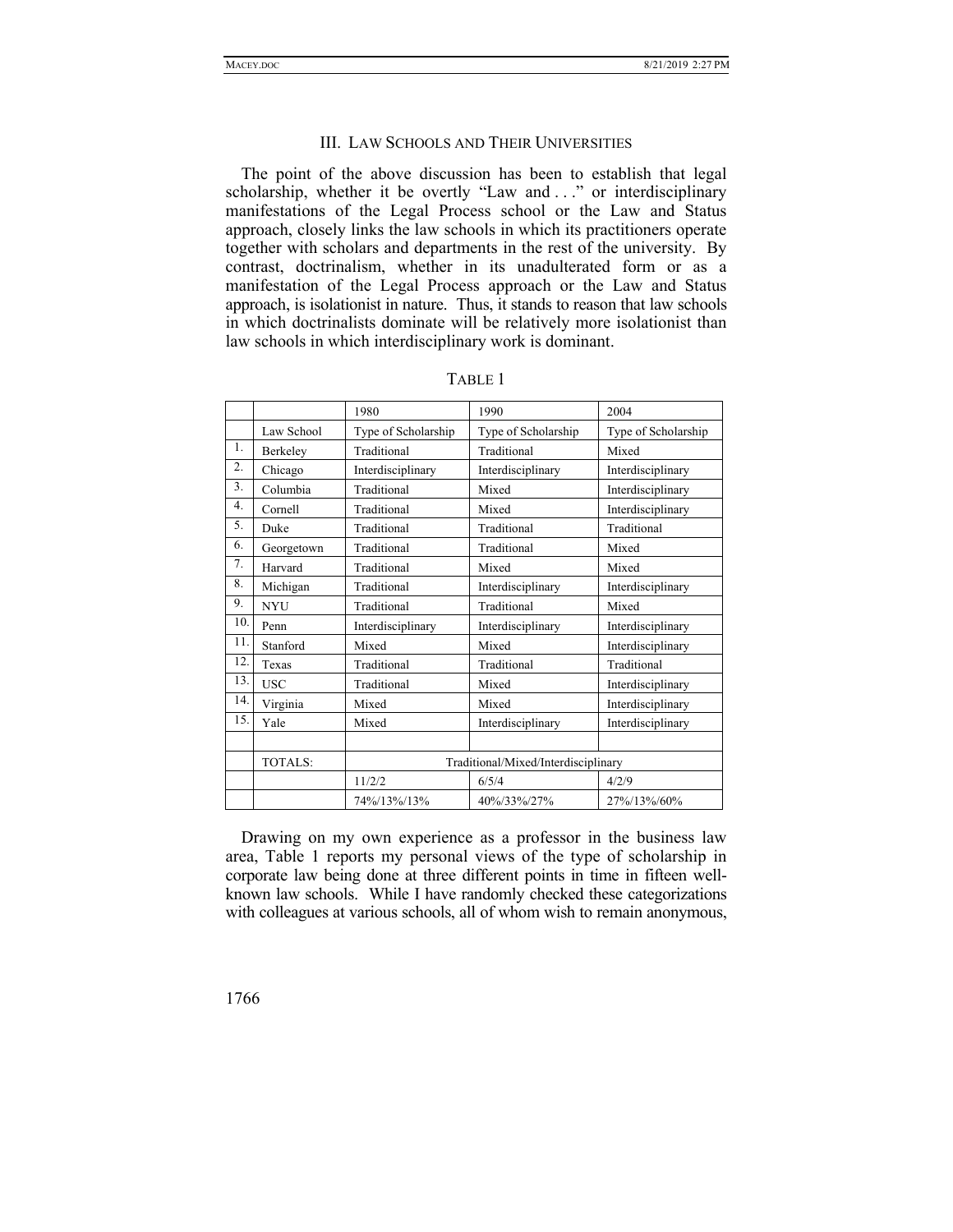## III. Law Schools and Their Universities

The point of the above discussion has been to establish that legal scholarship, whether it be overtly "Law and . . ." or interdisciplinary manifestations of the Legal Process school or the Law and Status approach, closely links the law schools in which its practitioners operate together with scholars and departments in the rest of the university. By contrast, doctrinalism, whether in its unadulterated form or as a manifestation of the Legal Process approach or the Law and Status approach, is isolationist in nature. Thus, it stands to reason that law schools in which doctrinalists dominate will be relatively more isolationist than law schools in which interdisciplinary work is dominant.

TABLE 1

| | | 1980 | 1990 | 2004 |
|---|---|---|---|---|
| | Law School | Type of Scholarship | Type of Scholarship | Type of Scholarship |
| 1. | Berkeley | Traditional | Traditional | Mixed |
| 2. | Chicago | Interdisciplinary | Interdisciplinary | Interdisciplinary |
| 3. | Columbia | Traditional | Mixed | Interdisciplinary |
| 4. | Cornell | Traditional | Mixed | Interdisciplinary |
| 5. | Duke | Traditional | Traditional | Traditional |
| 6. | Georgetown | Traditional | Traditional | Mixed |
| 7. | Harvard | Traditional | Mixed | Mixed |
| 8. | Michigan | Traditional | Interdisciplinary | Interdisciplinary |
| 9. | NYU | Traditional | Traditional | Mixed |
| 10. | Penn | Interdisciplinary | Interdisciplinary | Interdisciplinary |
| 11. | Stanford | Mixed | Mixed | Interdisciplinary |
| 12. | Texas | Traditional | Traditional | Traditional |
| 13. | USC | Traditional | Mixed | Interdisciplinary |
| 14. | Virginia | Mixed | Mixed | Interdisciplinary |
| 15. | Yale | Mixed | Interdisciplinary | Interdisciplinary |
| | | | | |
| | TOTALS: | Traditional/Mixed/Interdisciplinary | | |
| | | 11/2/2 | 6/5/4 | 4/2/9 |
| | | 74%/13%/13% | 40%/33%/27% | 27%/13%/60% |

Drawing on my own experience as a professor in the business law area, Table 1 reports my personal views of the type of scholarship in corporate law being done at three different points in time in fifteen well-known law schools. While I have randomly checked these categorizations with colleagues at various schools, all of whom wish to remain anonymous,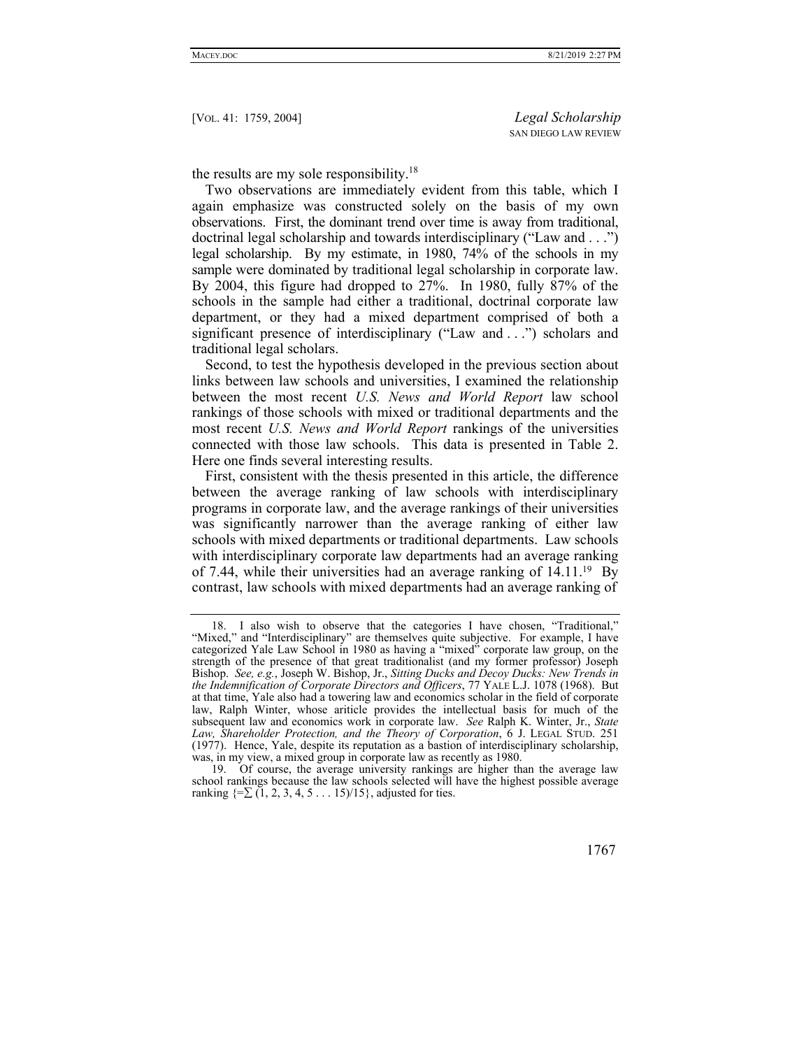the results are my sole responsibility.[18]

Two observations are immediately evident from this table, which I again emphasize was constructed solely on the basis of my own observations. First, the dominant trend over time is away from traditional, doctrinal legal scholarship and towards interdisciplinary ("Law and . . .") legal scholarship. By my estimate, in 1980, 74% of the schools in my sample were dominated by traditional legal scholarship in corporate law. By 2004, this figure had dropped to 27%. In 1980, fully 87% of the schools in the sample had either a traditional, doctrinal corporate law department, or they had a mixed department comprised of both a significant presence of interdisciplinary ("Law and . . .") scholars and traditional legal scholars.

Second, to test the hypothesis developed in the previous section about links between law schools and universities, I examined the relationship between the most recent *U.S. News and World Report* law school rankings of those schools with mixed or traditional departments and the most recent *U.S. News and World Report* rankings of the universities connected with those law schools. This data is presented in Table 2. Here one finds several interesting results.

First, consistent with the thesis presented in this article, the difference between the average ranking of law schools with interdisciplinary programs in corporate law, and the average rankings of their universities was significantly narrower than the average ranking of either law schools with mixed departments or traditional departments. Law schools with interdisciplinary corporate law departments had an average ranking of 7.44, while their universities had an average ranking of 14.11.[19] By contrast, law schools with mixed departments had an average ranking of

---

18. I also wish to observe that the categories I have chosen, "Traditional," "Mixed," and "Interdisciplinary" are themselves quite subjective. For example, I have categorized Yale Law School in 1980 as having a "mixed" corporate law group, on the strength of the presence of that great traditionalist (and my former professor) Joseph Bishop. *See, e.g.*, Joseph W. Bishop, Jr., *Sitting Ducks and Decoy Ducks: New Trends in the Indemnification of Corporate Directors and Officers*, 77 YALE L.J. 1078 (1968). But at that time, Yale also had a towering law and economics scholar in the field of corporate law, Ralph Winter, whose ariticle provides the intellectual basis for much of the subsequent law and economics work in corporate law. *See* Ralph K. Winter, Jr., *State Law, Shareholder Protection, and the Theory of Corporation*, 6 J. LEGAL STUD. 251 (1977). Hence, Yale, despite its reputation as a bastion of interdisciplinary scholarship, was, in my view, a mixed group in corporate law as recently as 1980.

19. Of course, the average university rankings are higher than the average law school rankings because the law schools selected will have the highest possible average ranking $\{= \sum (1, 2, 3, 4, 5 \ldots 15)/15\}$, adjusted for ties.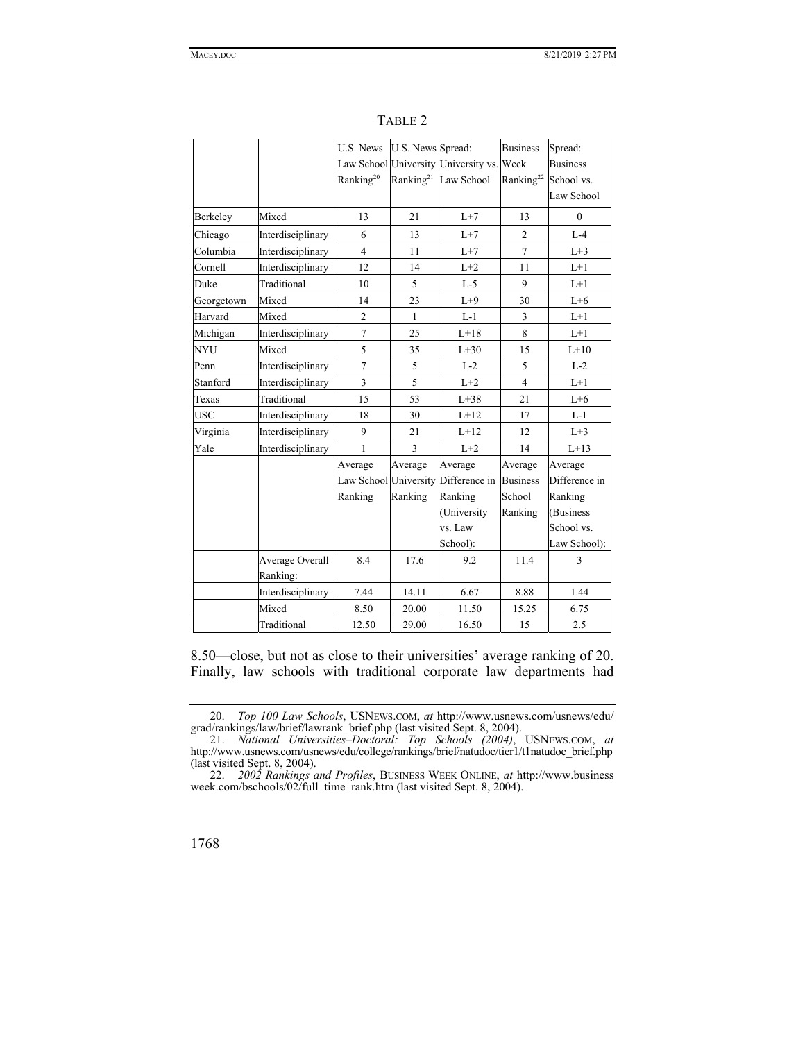TABLE 2

| | | U.S. News Law School Ranking[20] | U.S. News University Ranking[21] | Spread: University vs. Law School | Business Week Ranking[22] | Spread: Business School vs. Law School |
|---|---|---|---|---|---|---|
| Berkeley | Mixed | 13 | 21 | L+7 | 13 | 0 |
| Chicago | Interdisciplinary | 6 | 13 | L+7 | 2 | L-4 |
| Columbia | Interdisciplinary | 4 | 11 | L+7 | 7 | L+3 |
| Cornell | Interdisciplinary | 12 | 14 | L+2 | 11 | L+1 |
| Duke | Traditional | 10 | 5 | L-5 | 9 | L+1 |
| Georgetown | Mixed | 14 | 23 | L+9 | 30 | L+6 |
| Harvard | Mixed | 2 | 1 | L-1 | 3 | L+1 |
| Michigan | Interdisciplinary | 7 | 25 | L+18 | 8 | L+1 |
| NYU | Mixed | 5 | 35 | L+30 | 15 | L+10 |
| Penn | Interdisciplinary | 7 | 5 | L-2 | 5 | L-2 |
| Stanford | Interdisciplinary | 3 | 5 | L+2 | 4 | L+1 |
| Texas | Traditional | 15 | 53 | L+38 | 21 | L+6 |
| USC | Interdisciplinary | 18 | 30 | L+12 | 17 | L-1 |
| Virginia | Interdisciplinary | 9 | 21 | L+12 | 12 | L+3 |
| Yale | Interdisciplinary | 1 | 3 | L+2 | 14 | L+13 |
| | | Average Law School Ranking | Average University Ranking | Average Difference in Ranking (University vs. Law School): | Average Business School Ranking | Average Difference in Ranking (Business School vs. Law School): |
| | Average Overall Ranking: | 8.4 | 17.6 | 9.2 | 11.4 | 3 |
| | Interdisciplinary | 7.44 | 14.11 | 6.67 | 8.88 | 1.44 |
| | Mixed | 8.50 | 20.00 | 11.50 | 15.25 | 6.75 |
| | Traditional | 12.50 | 29.00 | 16.50 | 15 | 2.5 |

8.50—close, but not as close to their universities' average ranking of 20. Finally, law schools with traditional corporate law departments had

20. *Top 100 Law Schools*, USNEWS.COM, *at* http://www.usnews.com/usnews/edu/grad/rankings/law/brief/lawrank_brief.php (last visited Sept. 8, 2004).

21. *National Universities–Doctoral: Top Schools (2004)*, USNEWS.COM, *at* http://www.usnews.com/usnews/edu/college/rankings/brief/natudoc/tier1/t1natudoc_brief.php (last visited Sept. 8, 2004).

22. *2002 Rankings and Profiles*, BUSINESS WEEK ONLINE, *at* http://www.businessweek.com/bschools/02/full_time_rank.htm (last visited Sept. 8, 2004).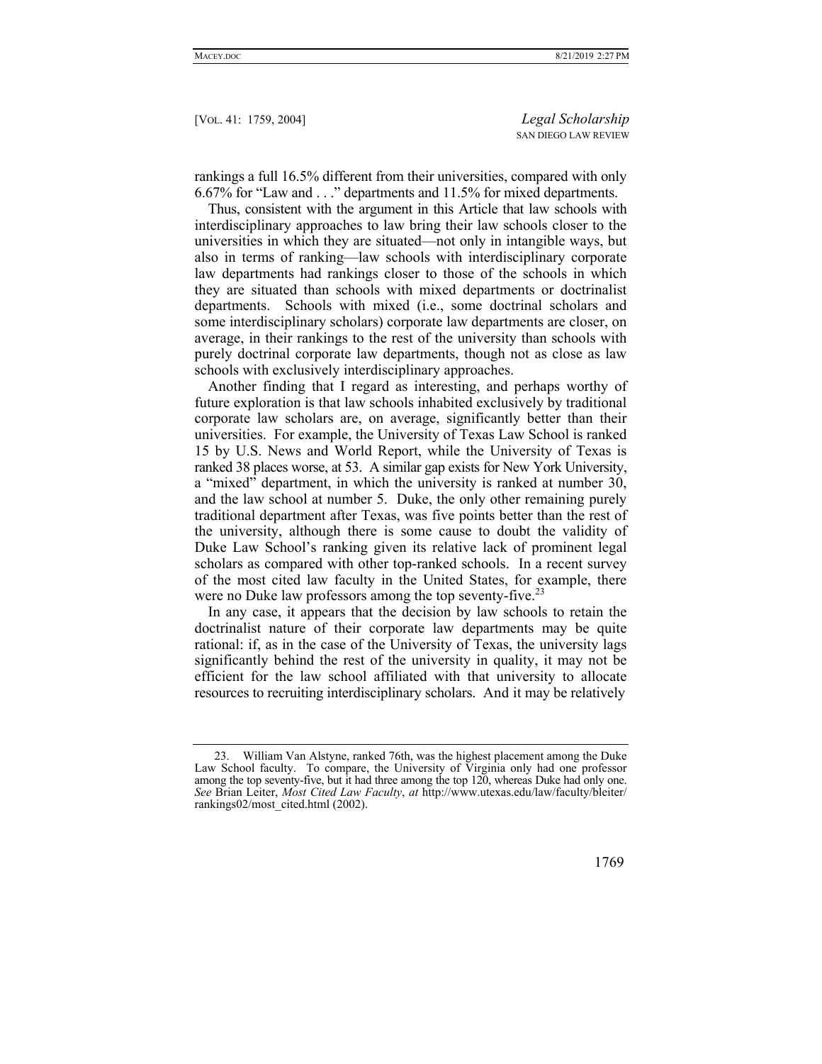rankings a full 16.5% different from their universities, compared with only 6.67% for "Law and . . ." departments and 11.5% for mixed departments.

Thus, consistent with the argument in this Article that law schools with interdisciplinary approaches to law bring their law schools closer to the universities in which they are situated—not only in intangible ways, but also in terms of ranking—law schools with interdisciplinary corporate law departments had rankings closer to those of the schools in which they are situated than schools with mixed departments or doctrinalist departments. Schools with mixed (i.e., some doctrinal scholars and some interdisciplinary scholars) corporate law departments are closer, on average, in their rankings to the rest of the university than schools with purely doctrinal corporate law departments, though not as close as law schools with exclusively interdisciplinary approaches.

Another finding that I regard as interesting, and perhaps worthy of future exploration is that law schools inhabited exclusively by traditional corporate law scholars are, on average, significantly better than their universities. For example, the University of Texas Law School is ranked 15 by U.S. News and World Report, while the University of Texas is ranked 38 places worse, at 53. A similar gap exists for New York University, a "mixed" department, in which the university is ranked at number 30, and the law school at number 5. Duke, the only other remaining purely traditional department after Texas, was five points better than the rest of the university, although there is some cause to doubt the validity of Duke Law School's ranking given its relative lack of prominent legal scholars as compared with other top-ranked schools. In a recent survey of the most cited law faculty in the United States, for example, there were no Duke law professors among the top seventy-five.[23]

In any case, it appears that the decision by law schools to retain the doctrinalist nature of their corporate law departments may be quite rational: if, as in the case of the University of Texas, the university lags significantly behind the rest of the university in quality, it may not be efficient for the law school affiliated with that university to allocate resources to recruiting interdisciplinary scholars. And it may be relatively

---

23. William Van Alstyne, ranked 76th, was the highest placement among the Duke Law School faculty. To compare, the University of Virginia only had one professor among the top seventy-five, but it had three among the top 120, whereas Duke had only one. *See* Brian Leiter, *Most Cited Law Faculty*, *at* http://www.utexas.edu/law/faculty/bleiter/rankings02/most_cited.html (2002).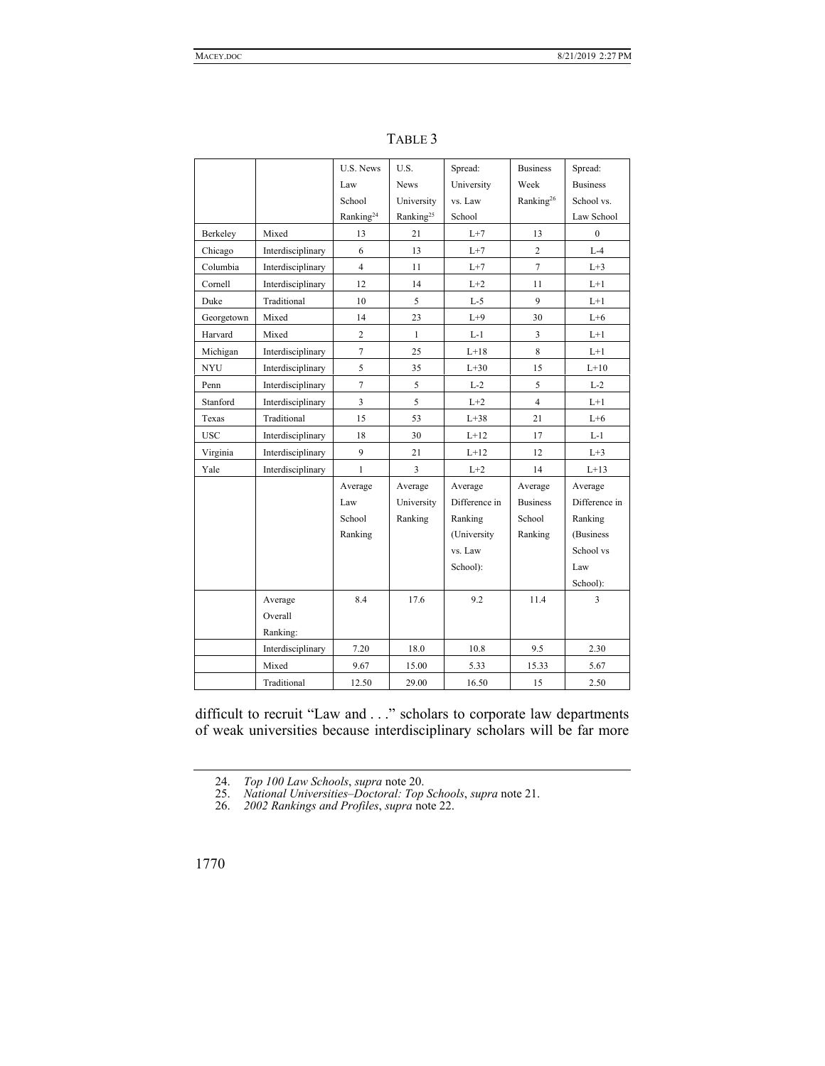TABLE 3

| | | U.S. News Law School Ranking[24] | U.S. News University Ranking[25] | Spread: University vs. Law School | Business Week Ranking[26] | Spread: Business School vs. Law School |
|---|---|---|---|---|---|---|
| Berkeley | Mixed | 13 | 21 | L+7 | 13 | 0 |
| Chicago | Interdisciplinary | 6 | 13 | L+7 | 2 | L-4 |
| Columbia | Interdisciplinary | 4 | 11 | L+7 | 7 | L+3 |
| Cornell | Interdisciplinary | 12 | 14 | L+2 | 11 | L+1 |
| Duke | Traditional | 10 | 5 | L-5 | 9 | L+1 |
| Georgetown | Mixed | 14 | 23 | L+9 | 30 | L+6 |
| Harvard | Mixed | 2 | 1 | L-1 | 3 | L+1 |
| Michigan | Interdisciplinary | 7 | 25 | L+18 | 8 | L+1 |
| NYU | Interdisciplinary | 5 | 35 | L+30 | 15 | L+10 |
| Penn | Interdisciplinary | 7 | 5 | L-2 | 5 | L-2 |
| Stanford | Interdisciplinary | 3 | 5 | L+2 | 4 | L+1 |
| Texas | Traditional | 15 | 53 | L+38 | 21 | L+6 |
| USC | Interdisciplinary | 18 | 30 | L+12 | 17 | L-1 |
| Virginia | Interdisciplinary | 9 | 21 | L+12 | 12 | L+3 |
| Yale | Interdisciplinary | 1 | 3 | L+2 | 14 | L+13 |
| | | Average Law School Ranking | Average University Ranking | Average Difference in Ranking (University vs. Law School): | Average Business School Ranking | Average Difference in Ranking (Business School vs Law School): |
| | Average Overall Ranking: | 8.4 | 17.6 | 9.2 | 11.4 | 3 |
| | Interdisciplinary | 7.20 | 18.0 | 10.8 | 9.5 | 2.30 |
| | Mixed | 9.67 | 15.00 | 5.33 | 15.33 | 5.67 |
| | Traditional | 12.50 | 29.00 | 16.50 | 15 | 2.50 |

difficult to recruit "Law and . . ." scholars to corporate law departments of weak universities because interdisciplinary scholars will be far more

24. *Top 100 Law Schools*, *supra* note 20.
25. *National Universities–Doctoral: Top Schools*, *supra* note 21.
26. *2002 Rankings and Profiles*, *supra* note 22.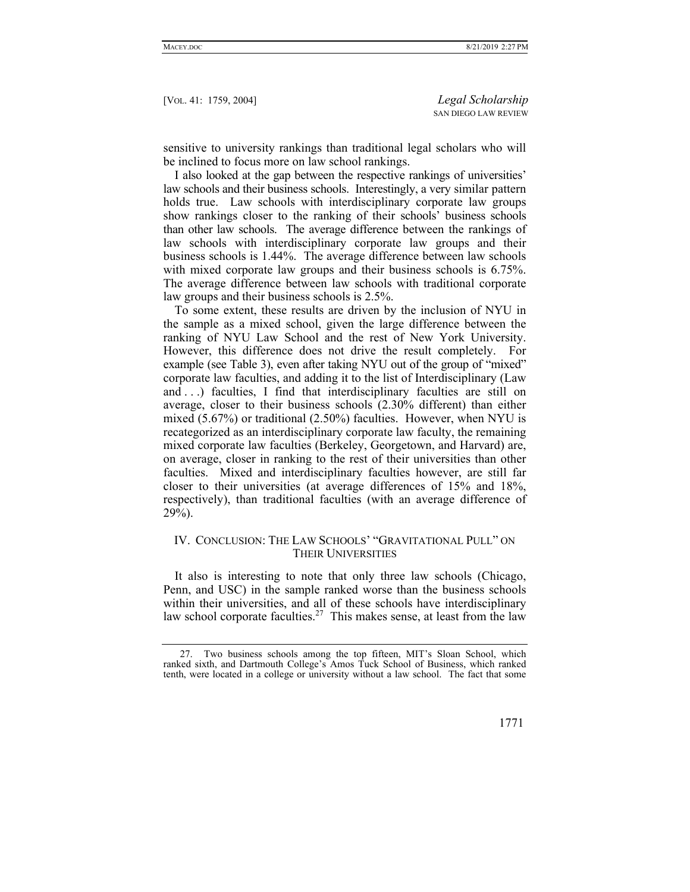sensitive to university rankings than traditional legal scholars who will be inclined to focus more on law school rankings.

I also looked at the gap between the respective rankings of universities' law schools and their business schools. Interestingly, a very similar pattern holds true. Law schools with interdisciplinary corporate law groups show rankings closer to the ranking of their schools' business schools than other law schools. The average difference between the rankings of law schools with interdisciplinary corporate law groups and their business schools is 1.44%. The average difference between law schools with mixed corporate law groups and their business schools is 6.75%. The average difference between law schools with traditional corporate law groups and their business schools is 2.5%.

To some extent, these results are driven by the inclusion of NYU in the sample as a mixed school, given the large difference between the ranking of NYU Law School and the rest of New York University. However, this difference does not drive the result completely. For example (see Table 3), even after taking NYU out of the group of "mixed" corporate law faculties, and adding it to the list of Interdisciplinary (Law and . . .) faculties, I find that interdisciplinary faculties are still on average, closer to their business schools (2.30% different) than either mixed (5.67%) or traditional (2.50%) faculties. However, when NYU is recategorized as an interdisciplinary corporate law faculty, the remaining mixed corporate law faculties (Berkeley, Georgetown, and Harvard) are, on average, closer in ranking to the rest of their universities than other faculties. Mixed and interdisciplinary faculties however, are still far closer to their universities (at average differences of 15% and 18%, respectively), than traditional faculties (with an average difference of 29%).

## IV. Conclusion: The Law Schools' "Gravitational Pull" on Their Universities

It also is interesting to note that only three law schools (Chicago, Penn, and USC) in the sample ranked worse than the business schools within their universities, and all of these schools have interdisciplinary law school corporate faculties.[27] This makes sense, at least from the law

---

27. Two business schools among the top fifteen, MIT's Sloan School, which ranked sixth, and Dartmouth College's Amos Tuck School of Business, which ranked tenth, were located in a college or university without a law school. The fact that some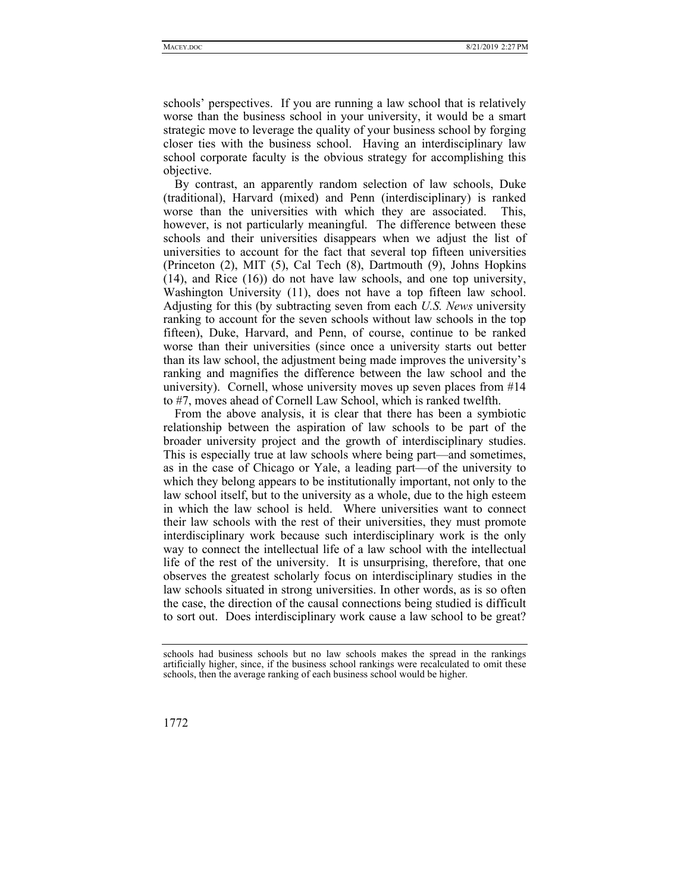schools' perspectives. If you are running a law school that is relatively worse than the business school in your university, it would be a smart strategic move to leverage the quality of your business school by forging closer ties with the business school. Having an interdisciplinary law school corporate faculty is the obvious strategy for accomplishing this objective.

By contrast, an apparently random selection of law schools, Duke (traditional), Harvard (mixed) and Penn (interdisciplinary) is ranked worse than the universities with which they are associated. This, however, is not particularly meaningful. The difference between these schools and their universities disappears when we adjust the list of universities to account for the fact that several top fifteen universities (Princeton (2), MIT (5), Cal Tech (8), Dartmouth (9), Johns Hopkins (14), and Rice (16)) do not have law schools, and one top university, Washington University (11), does not have a top fifteen law school. Adjusting for this (by subtracting seven from each *U.S. News* university ranking to account for the seven schools without law schools in the top fifteen), Duke, Harvard, and Penn, of course, continue to be ranked worse than their universities (since once a university starts out better than its law school, the adjustment being made improves the university's ranking and magnifies the difference between the law school and the university). Cornell, whose university moves up seven places from #14 to #7, moves ahead of Cornell Law School, which is ranked twelfth.

From the above analysis, it is clear that there has been a symbiotic relationship between the aspiration of law schools to be part of the broader university project and the growth of interdisciplinary studies. This is especially true at law schools where being part—and sometimes, as in the case of Chicago or Yale, a leading part—of the university to which they belong appears to be institutionally important, not only to the law school itself, but to the university as a whole, due to the high esteem in which the law school is held. Where universities want to connect their law schools with the rest of their universities, they must promote interdisciplinary work because such interdisciplinary work is the only way to connect the intellectual life of a law school with the intellectual life of the rest of the university. It is unsurprising, therefore, that one observes the greatest scholarly focus on interdisciplinary studies in the law schools situated in strong universities. In other words, as is so often the case, the direction of the causal connections being studied is difficult to sort out. Does interdisciplinary work cause a law school to be great?

---

schools had business schools but no law schools makes the spread in the rankings artificially higher, since, if the business school rankings were recalculated to omit these schools, then the average ranking of each business school would be higher.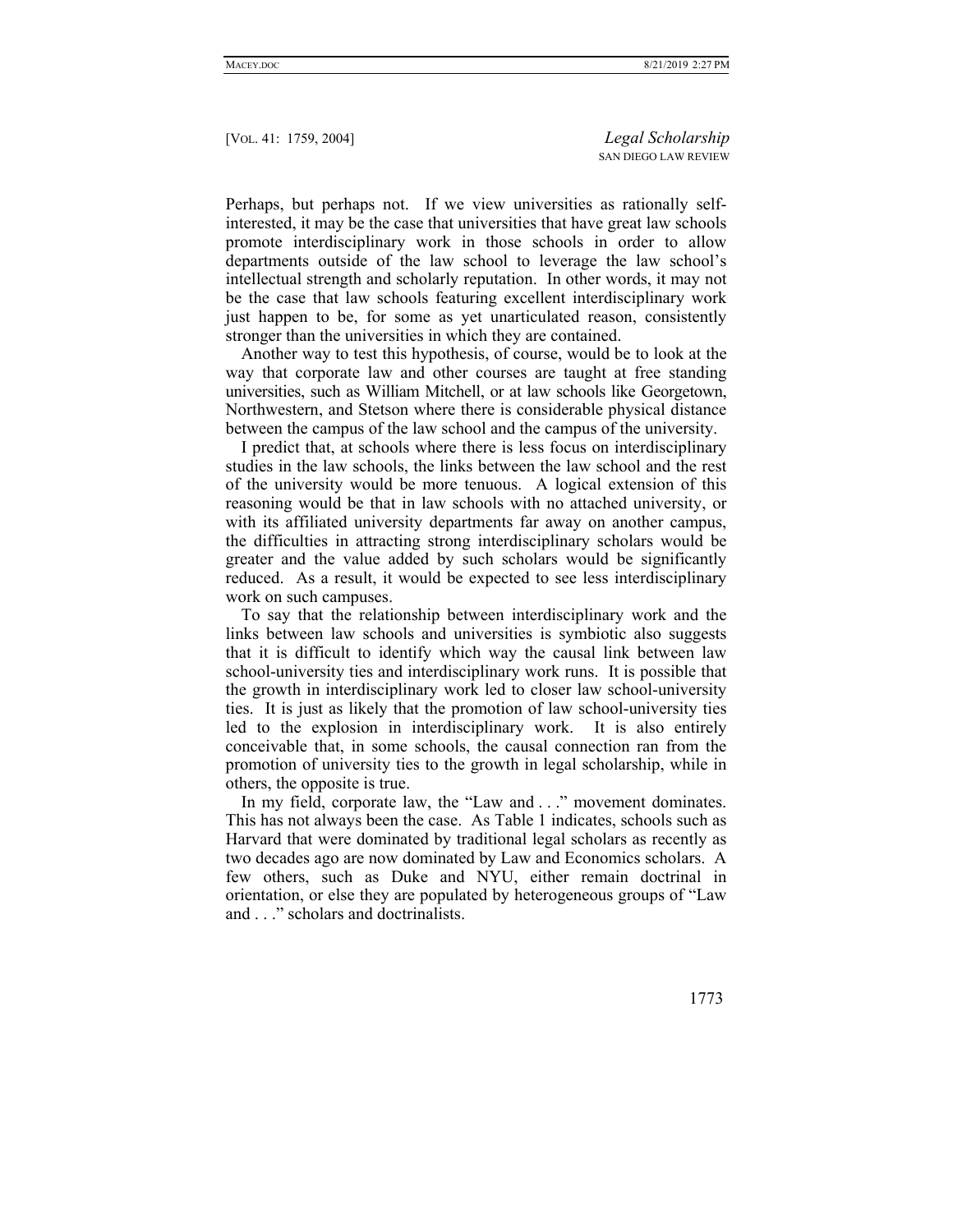Perhaps, but perhaps not. If we view universities as rationally self-interested, it may be the case that universities that have great law schools promote interdisciplinary work in those schools in order to allow departments outside of the law school to leverage the law school's intellectual strength and scholarly reputation. In other words, it may not be the case that law schools featuring excellent interdisciplinary work just happen to be, for some as yet unarticulated reason, consistently stronger than the universities in which they are contained.

Another way to test this hypothesis, of course, would be to look at the way that corporate law and other courses are taught at free standing universities, such as William Mitchell, or at law schools like Georgetown, Northwestern, and Stetson where there is considerable physical distance between the campus of the law school and the campus of the university.

I predict that, at schools where there is less focus on interdisciplinary studies in the law schools, the links between the law school and the rest of the university would be more tenuous. A logical extension of this reasoning would be that in law schools with no attached university, or with its affiliated university departments far away on another campus, the difficulties in attracting strong interdisciplinary scholars would be greater and the value added by such scholars would be significantly reduced. As a result, it would be expected to see less interdisciplinary work on such campuses.

To say that the relationship between interdisciplinary work and the links between law schools and universities is symbiotic also suggests that it is difficult to identify which way the causal link between law school-university ties and interdisciplinary work runs. It is possible that the growth in interdisciplinary work led to closer law school-university ties. It is just as likely that the promotion of law school-university ties led to the explosion in interdisciplinary work. It is also entirely conceivable that, in some schools, the causal connection ran from the promotion of university ties to the growth in legal scholarship, while in others, the opposite is true.

In my field, corporate law, the "Law and . . ." movement dominates. This has not always been the case. As Table 1 indicates, schools such as Harvard that were dominated by traditional legal scholars as recently as two decades ago are now dominated by Law and Economics scholars. A few others, such as Duke and NYU, either remain doctrinal in orientation, or else they are populated by heterogeneous groups of "Law and . . ." scholars and doctrinalists.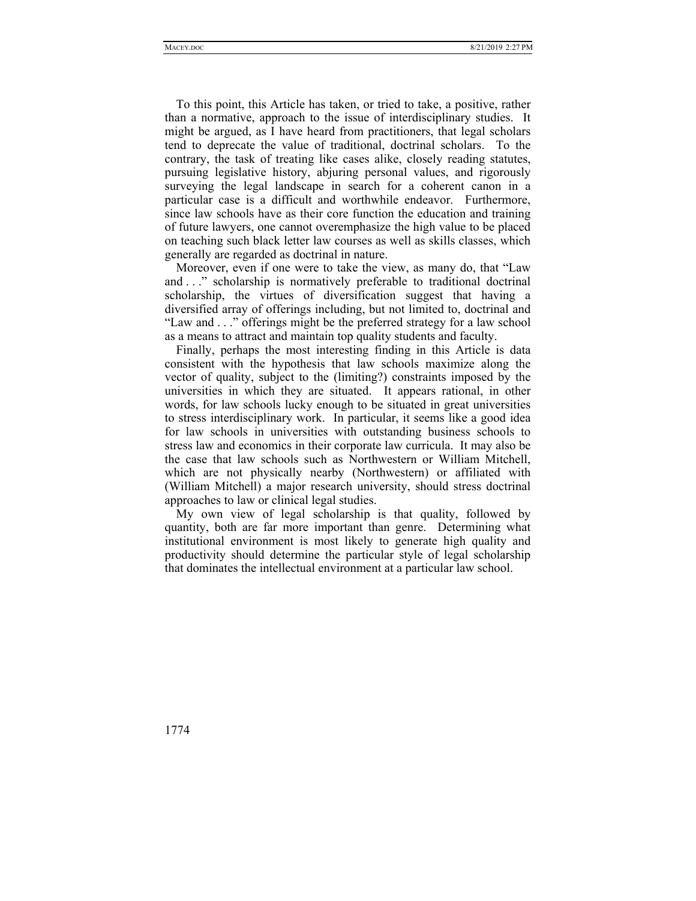To this point, this Article has taken, or tried to take, a positive, rather than a normative, approach to the issue of interdisciplinary studies. It might be argued, as I have heard from practitioners, that legal scholars tend to deprecate the value of traditional, doctrinal scholars. To the contrary, the task of treating like cases alike, closely reading statutes, pursuing legislative history, abjuring personal values, and rigorously surveying the legal landscape in search for a coherent canon in a particular case is a difficult and worthwhile endeavor. Furthermore, since law schools have as their core function the education and training of future lawyers, one cannot overemphasize the high value to be placed on teaching such black letter law courses as well as skills classes, which generally are regarded as doctrinal in nature.

Moreover, even if one were to take the view, as many do, that "Law and . . ." scholarship is normatively preferable to traditional doctrinal scholarship, the virtues of diversification suggest that having a diversified array of offerings including, but not limited to, doctrinal and "Law and . . ." offerings might be the preferred strategy for a law school as a means to attract and maintain top quality students and faculty.

Finally, perhaps the most interesting finding in this Article is data consistent with the hypothesis that law schools maximize along the vector of quality, subject to the (limiting?) constraints imposed by the universities in which they are situated. It appears rational, in other words, for law schools lucky enough to be situated in great universities to stress interdisciplinary work. In particular, it seems like a good idea for law schools in universities with outstanding business schools to stress law and economics in their corporate law curricula. It may also be the case that law schools such as Northwestern or William Mitchell, which are not physically nearby (Northwestern) or affiliated with (William Mitchell) a major research university, should stress doctrinal approaches to law or clinical legal studies.

My own view of legal scholarship is that quality, followed by quantity, both are far more important than genre. Determining what institutional environment is most likely to generate high quality and productivity should determine the particular style of legal scholarship that dominates the intellectual environment at a particular law school.